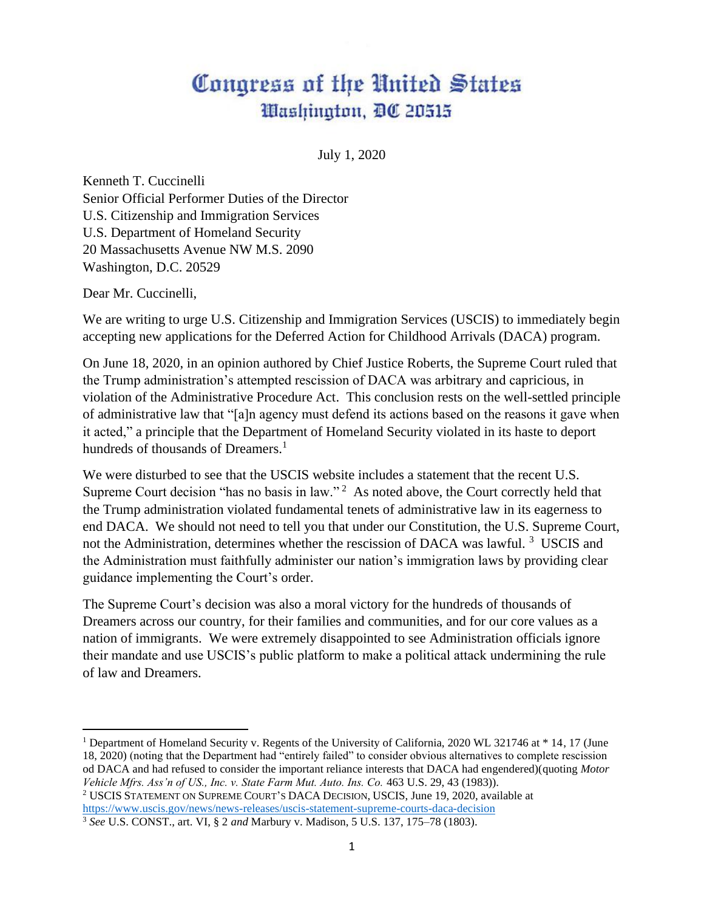# Congress of the United States
## Washington, DC 20515

July 1, 2020

Kenneth T. Cuccinelli
Senior Official Performer Duties of the Director
U.S. Citizenship and Immigration Services
U.S. Department of Homeland Security
20 Massachusetts Avenue NW M.S. 2090
Washington, D.C. 20529

Dear Mr. Cuccinelli,

We are writing to urge U.S. Citizenship and Immigration Services (USCIS) to immediately begin accepting new applications for the Deferred Action for Childhood Arrivals (DACA) program.

On June 18, 2020, in an opinion authored by Chief Justice Roberts, the Supreme Court ruled that the Trump administration's attempted rescission of DACA was arbitrary and capricious, in violation of the Administrative Procedure Act. This conclusion rests on the well-settled principle of administrative law that "[a]n agency must defend its actions based on the reasons it gave when it acted," a principle that the Department of Homeland Security violated in its haste to deport hundreds of thousands of Dreamers.[1]

We were disturbed to see that the USCIS website includes a statement that the recent U.S. Supreme Court decision "has no basis in law."[2] As noted above, the Court correctly held that the Trump administration violated fundamental tenets of administrative law in its eagerness to end DACA. We should not need to tell you that under our Constitution, the U.S. Supreme Court, not the Administration, determines whether the rescission of DACA was lawful.[3] USCIS and the Administration must faithfully administer our nation's immigration laws by providing clear guidance implementing the Court's order.

The Supreme Court's decision was also a moral victory for the hundreds of thousands of Dreamers across our country, for their families and communities, and for our core values as a nation of immigrants. We were extremely disappointed to see Administration officials ignore their mandate and use USCIS's public platform to make a political attack undermining the rule of law and Dreamers.

---

[1] Department of Homeland Security v. Regents of the University of California, 2020 WL 321746 at * 14, 17 (June 18, 2020) (noting that the Department had "entirely failed" to consider obvious alternatives to complete rescission od DACA and had refused to consider the important reliance interests that DACA had engendered)(quoting *Motor Vehicle Mfrs. Ass'n of US., Inc. v. State Farm Mut. Auto. Ins. Co.* 463 U.S. 29, 43 (1983)).

[2] USCIS STATEMENT ON SUPREME COURT'S DACA DECISION, USCIS, June 19, 2020, available at https://www.uscis.gov/news/news-releases/uscis-statement-supreme-courts-daca-decision

[3] *See* U.S. CONST., art. VI, § 2 *and* Marbury v. Madison, 5 U.S. 137, 175–78 (1803).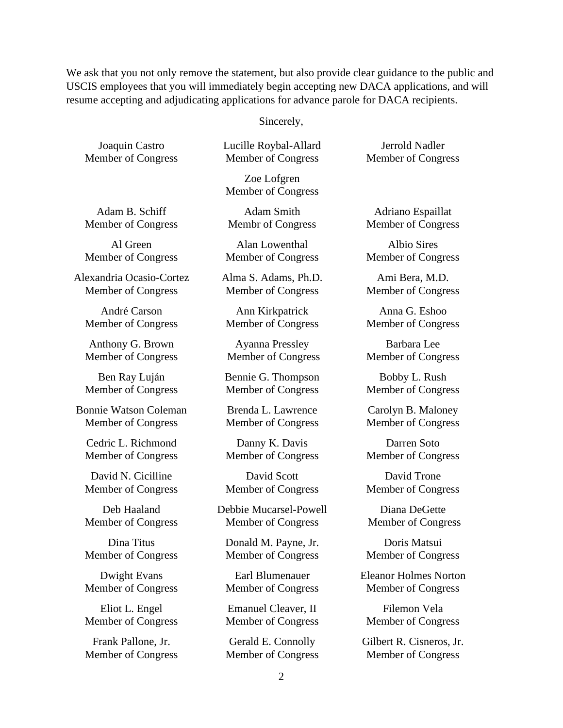We ask that you not only remove the statement, but also provide clear guidance to the public and USCIS employees that you will immediately begin accepting new DACA applications, and will resume accepting and adjudicating applications for advance parole for DACA recipients.

Sincerely,

Joaquin Castro
Member of Congress

Lucille Roybal-Allard
Member of Congress

Jerrold Nadler
Member of Congress

Zoe Lofgren
Member of Congress

Adam B. Schiff
Member of Congress

Adam Smith
Membr of Congress

Adriano Espaillat
Member of Congress

Al Green
Member of Congress

Alan Lowenthal
Member of Congress

Albio Sires
Member of Congress

Alexandria Ocasio-Cortez
Member of Congress

Alma S. Adams, Ph.D.
Member of Congress

Ami Bera, M.D.
Member of Congress

André Carson
Member of Congress

Ann Kirkpatrick
Member of Congress

Anna G. Eshoo
Member of Congress

Anthony G. Brown
Member of Congress

Ayanna Pressley
Member of Congress

Barbara Lee
Member of Congress

Ben Ray Luján
Member of Congress

Bennie G. Thompson
Member of Congress

Bobby L. Rush
Member of Congress

Bonnie Watson Coleman
Member of Congress

Brenda L. Lawrence
Member of Congress

Carolyn B. Maloney
Member of Congress

Cedric L. Richmond
Member of Congress

Danny K. Davis
Member of Congress

Darren Soto
Member of Congress

David N. Cicilline
Member of Congress

David Scott
Member of Congress

David Trone
Member of Congress

Deb Haaland
Member of Congress

Debbie Mucarsel-Powell
Member of Congress

Diana DeGette
Member of Congress

Dina Titus
Member of Congress

Donald M. Payne, Jr.
Member of Congress

Doris Matsui
Member of Congress

Dwight Evans
Member of Congress

Earl Blumenauer
Member of Congress

Eleanor Holmes Norton
Member of Congress

Eliot L. Engel
Member of Congress

Emanuel Cleaver, II
Member of Congress

Filemon Vela
Member of Congress

Frank Pallone, Jr.
Member of Congress

Gerald E. Connolly
Member of Congress

Gilbert R. Cisneros, Jr.
Member of Congress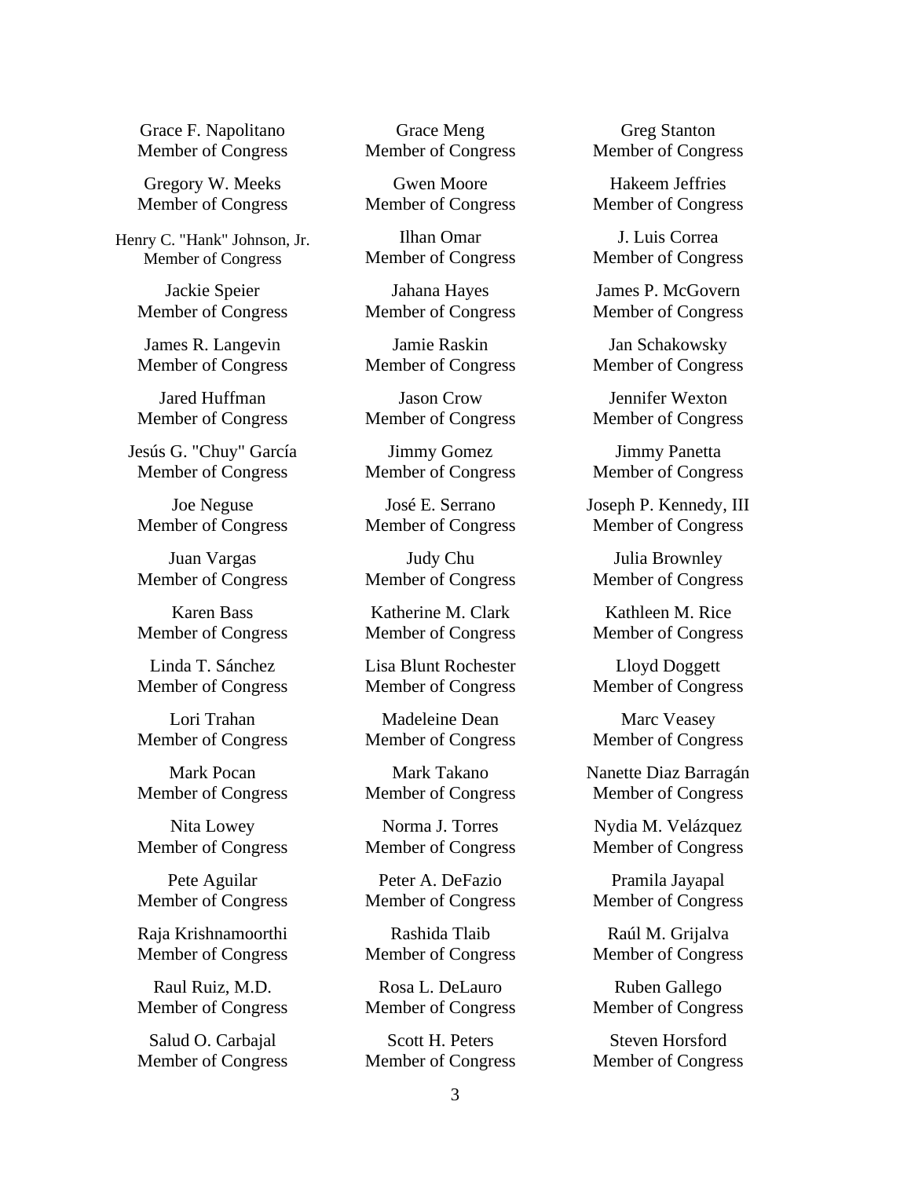Grace F. Napolitano
Member of Congress

Grace Meng
Member of Congress

Greg Stanton
Member of Congress

Gregory W. Meeks
Member of Congress

Gwen Moore
Member of Congress

Hakeem Jeffries
Member of Congress

Henry C. "Hank" Johnson, Jr.
Member of Congress

Ilhan Omar
Member of Congress

J. Luis Correa
Member of Congress

Jackie Speier
Member of Congress

Jahana Hayes
Member of Congress

James P. McGovern
Member of Congress

James R. Langevin
Member of Congress

Jamie Raskin
Member of Congress

Jan Schakowsky
Member of Congress

Jared Huffman
Member of Congress

Jason Crow
Member of Congress

Jennifer Wexton
Member of Congress

Jesús G. "Chuy" García
Member of Congress

Jimmy Gomez
Member of Congress

Jimmy Panetta
Member of Congress

Joe Neguse
Member of Congress

José E. Serrano
Member of Congress

Joseph P. Kennedy, III
Member of Congress

Juan Vargas
Member of Congress

Judy Chu
Member of Congress

Julia Brownley
Member of Congress

Karen Bass
Member of Congress

Katherine M. Clark
Member of Congress

Kathleen M. Rice
Member of Congress

Linda T. Sánchez
Member of Congress

Lisa Blunt Rochester
Member of Congress

Lloyd Doggett
Member of Congress

Lori Trahan
Member of Congress

Madeleine Dean
Member of Congress

Marc Veasey
Member of Congress

Mark Pocan
Member of Congress

Mark Takano
Member of Congress

Nanette Diaz Barragán
Member of Congress

Nita Lowey
Member of Congress

Norma J. Torres
Member of Congress

Nydia M. Velázquez
Member of Congress

Pete Aguilar
Member of Congress

Peter A. DeFazio
Member of Congress

Pramila Jayapal
Member of Congress

Raja Krishnamoorthi
Member of Congress

Rashida Tlaib
Member of Congress

Raúl M. Grijalva
Member of Congress

Raul Ruiz, M.D.
Member of Congress

Rosa L. DeLauro
Member of Congress

Ruben Gallego
Member of Congress

Salud O. Carbajal
Member of Congress

Scott H. Peters
Member of Congress

Steven Horsford
Member of Congress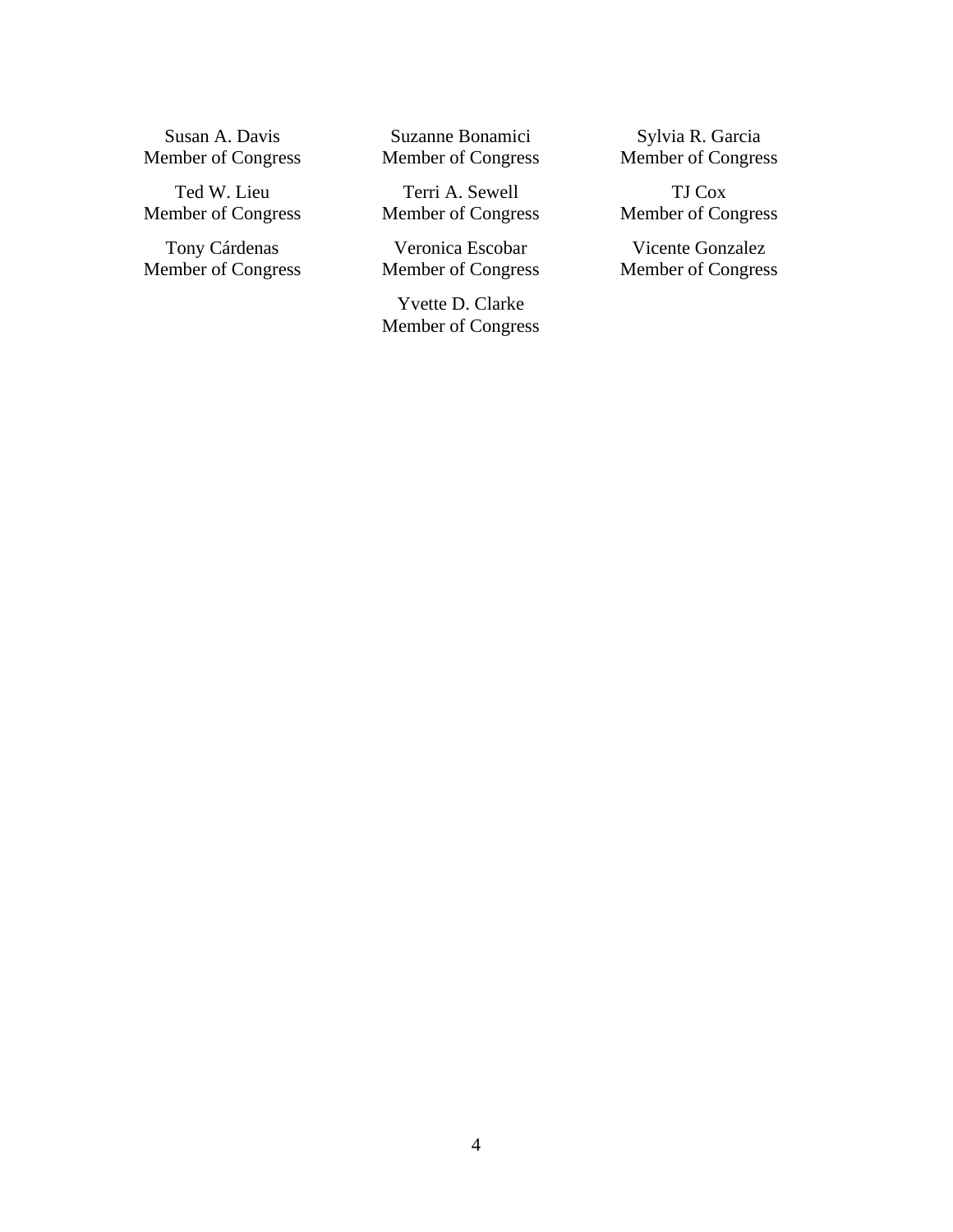Susan A. Davis
Member of Congress

Suzanne Bonamici
Member of Congress

Sylvia R. Garcia
Member of Congress

Ted W. Lieu
Member of Congress

Terri A. Sewell
Member of Congress

TJ Cox
Member of Congress

Tony Cárdenas
Member of Congress

Veronica Escobar
Member of Congress

Vicente Gonzalez
Member of Congress

Yvette D. Clarke
Member of Congress